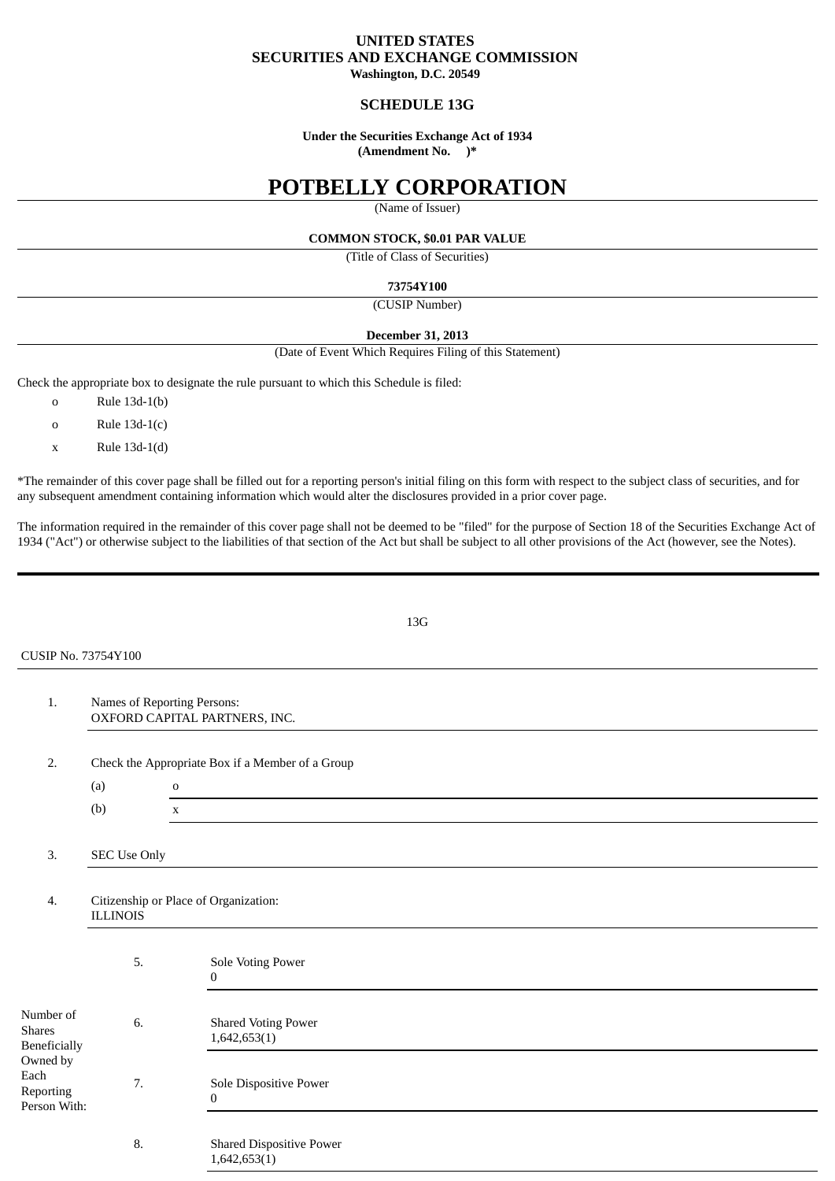**UNITED STATES**
**SECURITIES AND EXCHANGE COMMISSION**
**Washington, D.C. 20549**

**SCHEDULE 13G**

**Under the Securities Exchange Act of 1934**
**(Amendment No. )***

# POTBELLY CORPORATION

(Name of Issuer)

**COMMON STOCK, $0.01 PAR VALUE**

(Title of Class of Securities)

**73754Y100**

(CUSIP Number)

**December 31, 2013**

(Date of Event Which Requires Filing of this Statement)

Check the appropriate box to designate the rule pursuant to which this Schedule is filed:

o Rule 13d-1(b)

o Rule 13d-1(c)

x Rule 13d-1(d)

*The remainder of this cover page shall be filled out for a reporting person's initial filing on this form with respect to the subject class of securities, and for any subsequent amendment containing information which would alter the disclosures provided in a prior cover page.

The information required in the remainder of this cover page shall not be deemed to be "filed" for the purpose of Section 18 of the Securities Exchange Act of 1934 ("Act") or otherwise subject to the liabilities of that section of the Act but shall be subject to all other provisions of the Act (however, see the Notes).

---

13G

CUSIP No. 73754Y100

| | | |
|---|---|---|
| 1. | Names of Reporting Persons: OXFORD CAPITAL PARTNERS, INC. | |
| 2. | Check the Appropriate Box if a Member of a Group | |
| | (a) | o |
| | (b) | x |
| 3. | SEC Use Only | |
| 4. | Citizenship or Place of Organization: ILLINOIS | |

| Number of Shares Beneficially Owned by Each Reporting Person With: | | |
|---|---|---|
| | 5. | Sole Voting Power 0 |
| | 6. | Shared Voting Power 1,642,653(1) |
| | 7. | Sole Dispositive Power 0 |
| | 8. | Shared Dispositive Power 1,642,653(1) |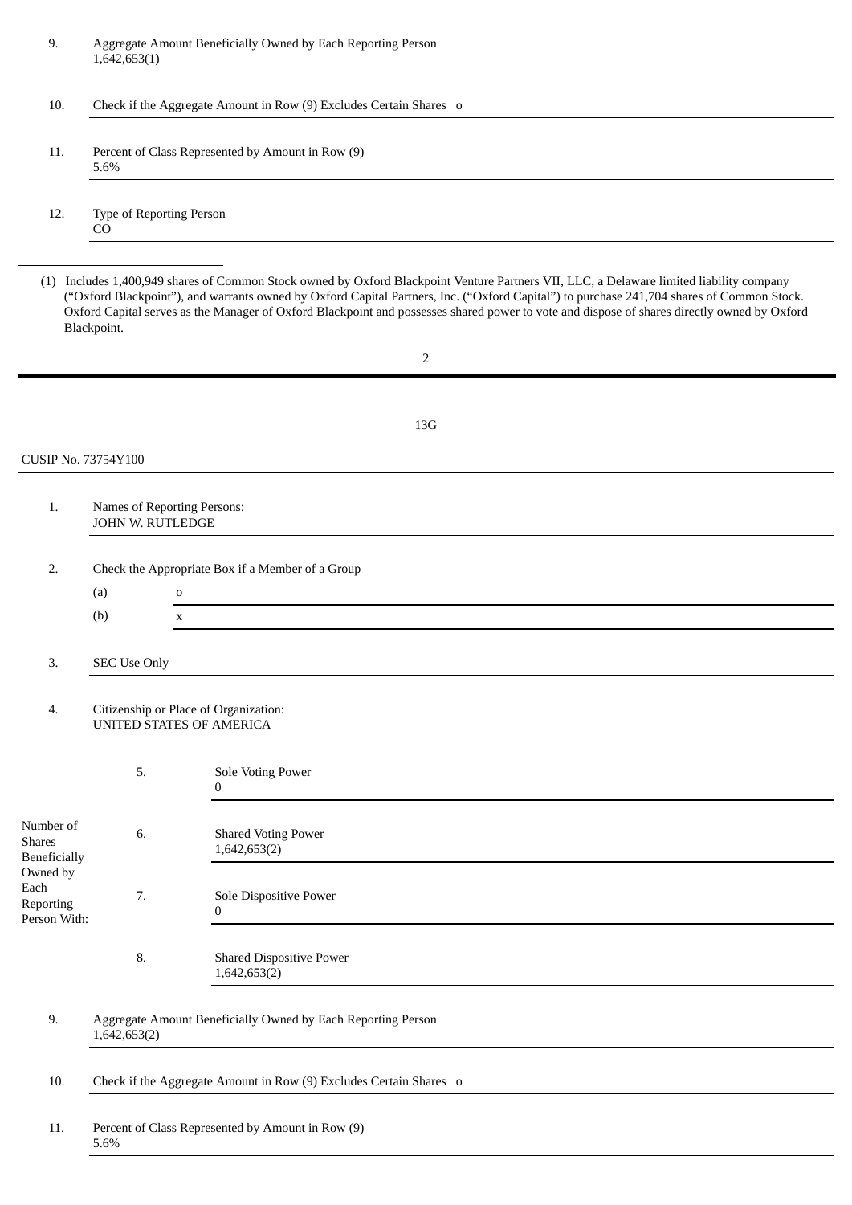| | | |
|---|---|---|
| 9. | Aggregate Amount Beneficially Owned by Each Reporting Person<br>1,642,653(1) | |
| 10. | Check if the Aggregate Amount in Row (9) Excludes Certain Shares o | |
| 11. | Percent of Class Represented by Amount in Row (9)<br>5.6% | |
| 12. | Type of Reporting Person<br>CO | |

---

(1) Includes 1,400,949 shares of Common Stock owned by Oxford Blackpoint Venture Partners VII, LLC, a Delaware limited liability company ("Oxford Blackpoint"), and warrants owned by Oxford Capital Partners, Inc. ("Oxford Capital") to purchase 241,704 shares of Common Stock. Oxford Capital serves as the Manager of Oxford Blackpoint and possesses shared power to vote and dispose of shares directly owned by Oxford Blackpoint.

13G

CUSIP No. 73754Y100

| | | | |
|---|---|---|---|
| 1. | Names of Reporting Persons:<br>JOHN W. RUTLEDGE | | |
| 2. | Check the Appropriate Box if a Member of a Group<br>(a) o<br>(b) x | | |
| 3. | SEC Use Only | | |
| 4. | Citizenship or Place of Organization:<br>UNITED STATES OF AMERICA | | |
| Number of Shares Beneficially Owned by Each Reporting Person With: | 5. | Sole Voting Power<br>0 | |
| | 6. | Shared Voting Power<br>1,642,653(2) | |
| | 7. | Sole Dispositive Power<br>0 | |
| | 8. | Shared Dispositive Power<br>1,642,653(2) | |
| 9. | Aggregate Amount Beneficially Owned by Each Reporting Person<br>1,642,653(2) | | |
| 10. | Check if the Aggregate Amount in Row (9) Excludes Certain Shares o | | |
| 11. | Percent of Class Represented by Amount in Row (9)<br>5.6% | | |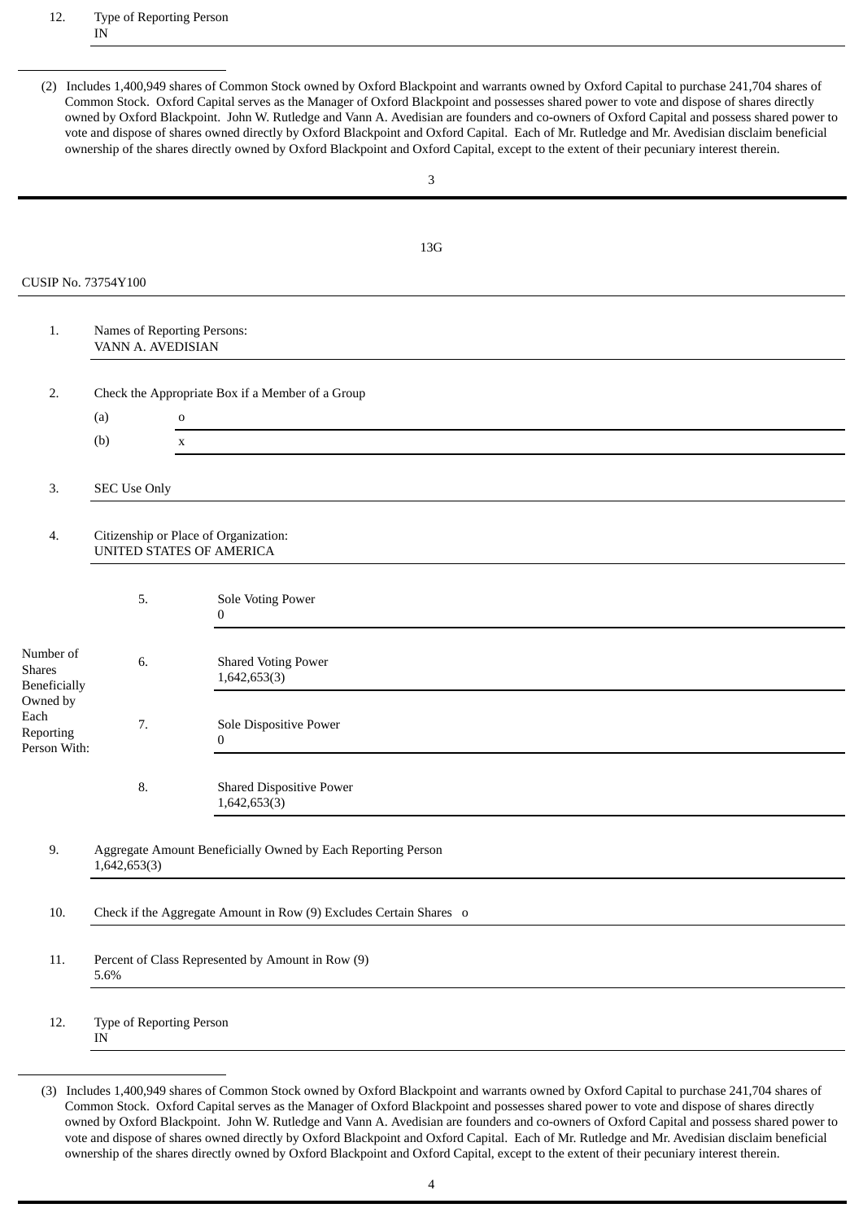| 12. | Type of Reporting Person<br>IN |
|---|---|

(2) Includes 1,400,949 shares of Common Stock owned by Oxford Blackpoint and warrants owned by Oxford Capital to purchase 241,704 shares of Common Stock. Oxford Capital serves as the Manager of Oxford Blackpoint and possesses shared power to vote and dispose of shares directly owned by Oxford Blackpoint. John W. Rutledge and Vann A. Avedisian are founders and co-owners of Oxford Capital and possess shared power to vote and dispose of shares owned directly by Oxford Blackpoint and Oxford Capital. Each of Mr. Rutledge and Mr. Avedisian disclaim beneficial ownership of the shares directly owned by Oxford Blackpoint and Oxford Capital, except to the extent of their pecuniary interest therein.

---

13G

CUSIP No. 73754Y100

| | | |
|---|---|---|
| 1. | Names of Reporting Persons:<br>VANN A. AVEDISIAN | |
| 2. | Check the Appropriate Box if a Member of a Group<br>(a) o<br>(b) x | |
| 3. | SEC Use Only | |
| 4. | Citizenship or Place of Organization:<br>UNITED STATES OF AMERICA | |
| Number of Shares Beneficially Owned by Each Reporting Person With: | 5. | Sole Voting Power<br>0 |
| | 6. | Shared Voting Power<br>1,642,653(3) |
| | 7. | Sole Dispositive Power<br>0 |
| | 8. | Shared Dispositive Power<br>1,642,653(3) |
| 9. | Aggregate Amount Beneficially Owned by Each Reporting Person<br>1,642,653(3) | |
| 10. | Check if the Aggregate Amount in Row (9) Excludes Certain Shares o | |
| 11. | Percent of Class Represented by Amount in Row (9)<br>5.6% | |
| 12. | Type of Reporting Person<br>IN | |

(3) Includes 1,400,949 shares of Common Stock owned by Oxford Blackpoint and warrants owned by Oxford Capital to purchase 241,704 shares of Common Stock. Oxford Capital serves as the Manager of Oxford Blackpoint and possesses shared power to vote and dispose of shares directly owned by Oxford Blackpoint. John W. Rutledge and Vann A. Avedisian are founders and co-owners of Oxford Capital and possess shared power to vote and dispose of shares owned directly by Oxford Blackpoint and Oxford Capital. Each of Mr. Rutledge and Mr. Avedisian disclaim beneficial ownership of the shares directly owned by Oxford Blackpoint and Oxford Capital, except to the extent of their pecuniary interest therein.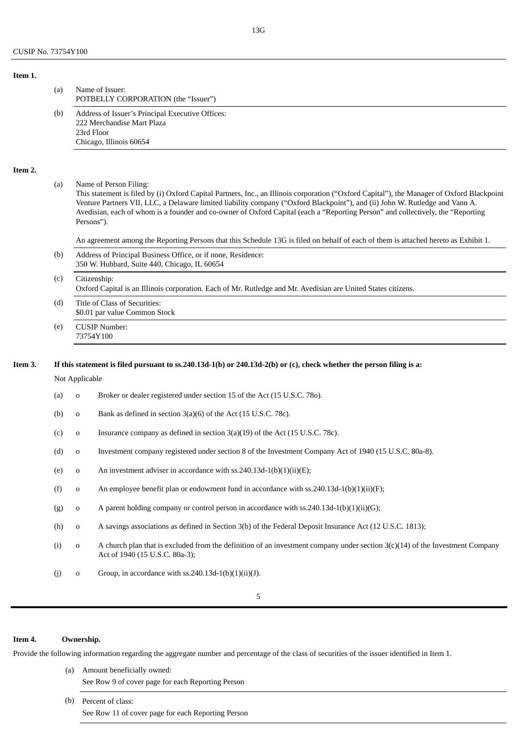CUSIP No. 73754Y100

**Item 1.**

(a) Name of Issuer:
POTBELLY CORPORATION (the "Issuer")

(b) Address of Issuer's Principal Executive Offices:
222 Merchandise Mart Plaza
23rd Floor
Chicago, Illinois 60654

**Item 2.**

(a) Name of Person Filing:
This statement is filed by (i) Oxford Capital Partners, Inc., an Illinois corporation ("Oxford Capital"), the Manager of Oxford Blackpoint Venture Partners VII, LLC, a Delaware limited liability company ("Oxford Blackpoint"), and (ii) John W. Rutledge and Vann A. Avedisian, each of whom is a founder and co-owner of Oxford Capital (each a "Reporting Person" and collectively, the "Reporting Persons").

An agreement among the Reporting Persons that this Schedule 13G is filed on behalf of each of them is attached hereto as Exhibit 1.

(b) Address of Principal Business Office, or if none, Residence:
350 W. Hubbard, Suite 440, Chicago, IL 60654

(c) Citizenship:
Oxford Capital is an Illinois corporation. Each of Mr. Rutledge and Mr. Avedisian are United States citizens.

(d) Title of Class of Securities:
$0.01 par value Common Stock

(e) CUSIP Number:
73754Y100

**Item 3. If this statement is filed pursuant to ss.240.13d-1(b) or 240.13d-2(b) or (c), check whether the person filing is a:**

Not Applicable

(a) o Broker or dealer registered under section 15 of the Act (15 U.S.C. 78o).

(b) o Bank as defined in section 3(a)(6) of the Act (15 U.S.C. 78c).

(c) o Insurance company as defined in section 3(a)(19) of the Act (15 U.S.C. 78c).

(d) o Investment company registered under section 8 of the Investment Company Act of 1940 (15 U.S.C. 80a-8).

(e) o An investment adviser in accordance with ss.240.13d-1(b)(1)(ii)(E);

(f) o An employee benefit plan or endowment fund in accordance with ss.240.13d-1(b)(1)(ii)(F);

(g) o A parent holding company or control person in accordance with ss.240.13d-1(b)(1)(ii)(G);

(h) o A savings associations as defined in Section 3(b) of the Federal Deposit Insurance Act (12 U.S.C. 1813);

(i) o A church plan that is excluded from the definition of an investment company under section 3(c)(14) of the Investment Company Act of 1940 (15 U.S.C. 80a-3);

(j) o Group, in accordance with ss.240.13d-1(b)(1)(ii)(J).

**Item 4. Ownership.**

Provide the following information regarding the aggregate number and percentage of the class of securities of the issuer identified in Item 1.

(a) Amount beneficially owned:
See Row 9 of cover page for each Reporting Person

(b) Percent of class:
See Row 11 of cover page for each Reporting Person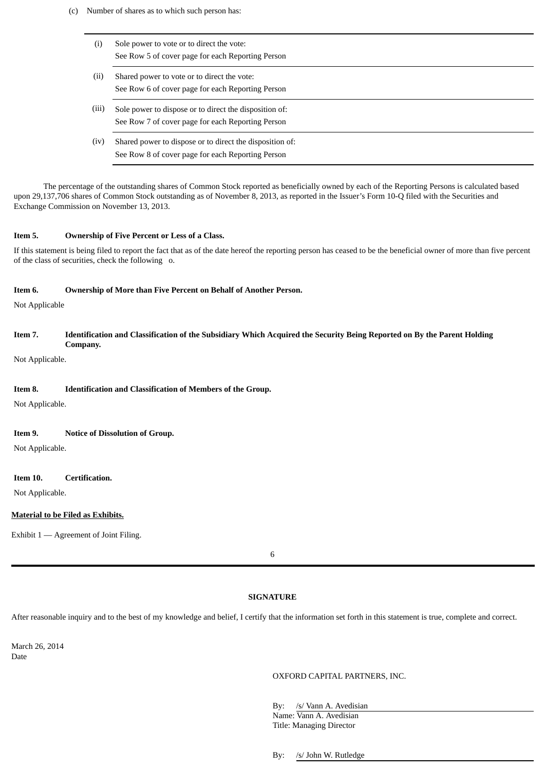(c) Number of shares as to which such person has:

| | |
|---|---|
| (i) | Sole power to vote or to direct the vote:<br>See Row 5 of cover page for each Reporting Person |
| (ii) | Shared power to vote or to direct the vote:<br>See Row 6 of cover page for each Reporting Person |
| (iii) | Sole power to dispose or to direct the disposition of:<br>See Row 7 of cover page for each Reporting Person |
| (iv) | Shared power to dispose or to direct the disposition of:<br>See Row 8 of cover page for each Reporting Person |

The percentage of the outstanding shares of Common Stock reported as beneficially owned by each of the Reporting Persons is calculated based upon 29,137,706 shares of Common Stock outstanding as of November 8, 2013, as reported in the Issuer's Form 10-Q filed with the Securities and Exchange Commission on November 13, 2013.

**Item 5. Ownership of Five Percent or Less of a Class.**

If this statement is being filed to report the fact that as of the date hereof the reporting person has ceased to be the beneficial owner of more than five percent of the class of securities, check the following o.

**Item 6. Ownership of More than Five Percent on Behalf of Another Person.**

Not Applicable

**Item 7. Identification and Classification of the Subsidiary Which Acquired the Security Being Reported on By the Parent Holding Company.**

Not Applicable.

**Item 8. Identification and Classification of Members of the Group.**

Not Applicable.

**Item 9. Notice of Dissolution of Group.**

Not Applicable.

**Item 10. Certification.**

Not Applicable.

**Material to be Filed as Exhibits.**

Exhibit 1 — Agreement of Joint Filing.

**SIGNATURE**

After reasonable inquiry and to the best of my knowledge and belief, I certify that the information set forth in this statement is true, complete and correct.

March 26, 2014
Date

OXFORD CAPITAL PARTNERS, INC.

By: /s/ Vann A. Avedisian
Name: Vann A. Avedisian
Title: Managing Director

By: /s/ John W. Rutledge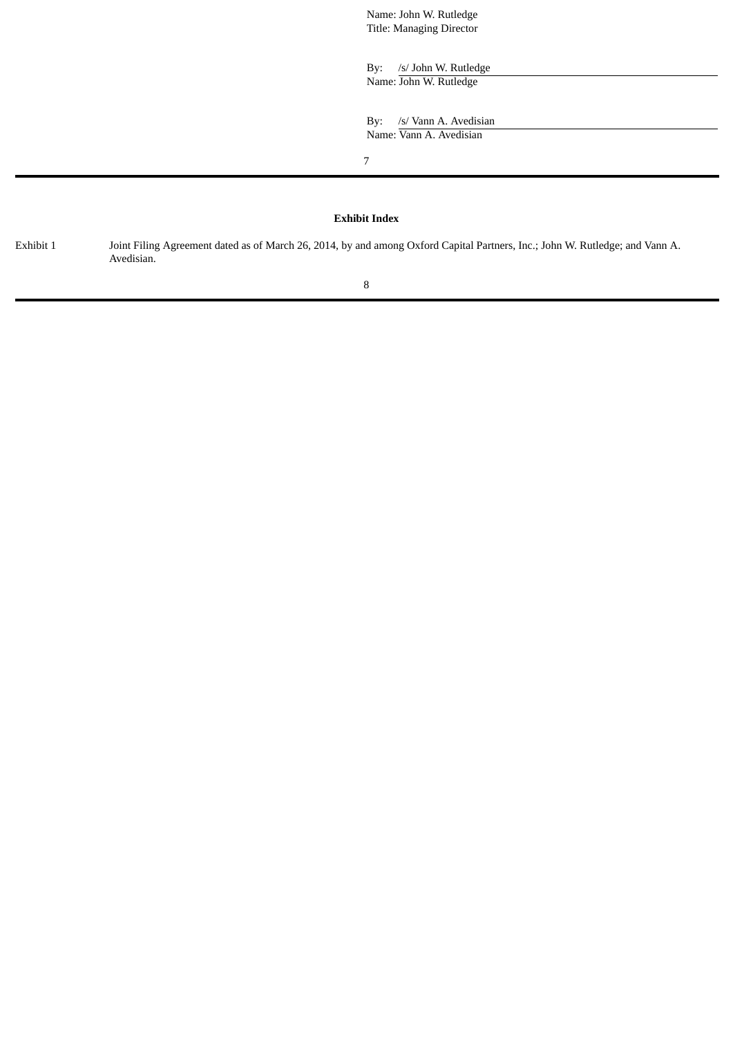Name: John W. Rutledge
Title: Managing Director

By: /s/ John W. Rutledge
Name: John W. Rutledge

By: /s/ Vann A. Avedisian
Name: Vann A. Avedisian

**Exhibit Index**

| | |
|---|---|
| Exhibit 1 | Joint Filing Agreement dated as of March 26, 2014, by and among Oxford Capital Partners, Inc.; John W. Rutledge; and Vann A. Avedisian. |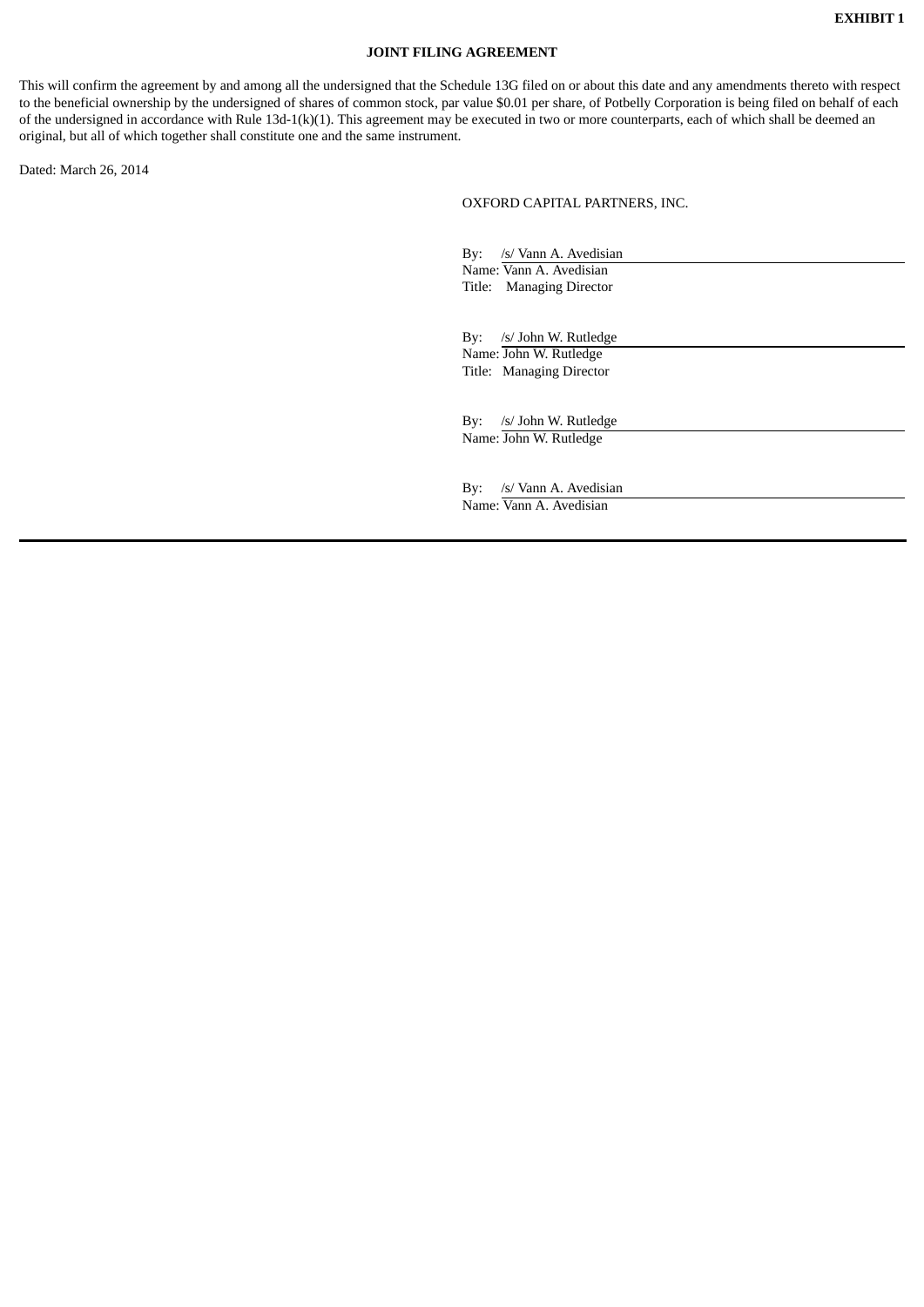**EXHIBIT 1**

**JOINT FILING AGREEMENT**

This will confirm the agreement by and among all the undersigned that the Schedule 13G filed on or about this date and any amendments thereto with respect to the beneficial ownership by the undersigned of shares of common stock, par value $0.01 per share, of Potbelly Corporation is being filed on behalf of each of the undersigned in accordance with Rule 13d-1(k)(1). This agreement may be executed in two or more counterparts, each of which shall be deemed an original, but all of which together shall constitute one and the same instrument.

Dated: March 26, 2014

OXFORD CAPITAL PARTNERS, INC.

By: /s/ Vann A. Avedisian
Name: Vann A. Avedisian
Title: Managing Director

By: /s/ John W. Rutledge
Name: John W. Rutledge
Title: Managing Director

By: /s/ John W. Rutledge
Name: John W. Rutledge

By: /s/ Vann A. Avedisian
Name: Vann A. Avedisian